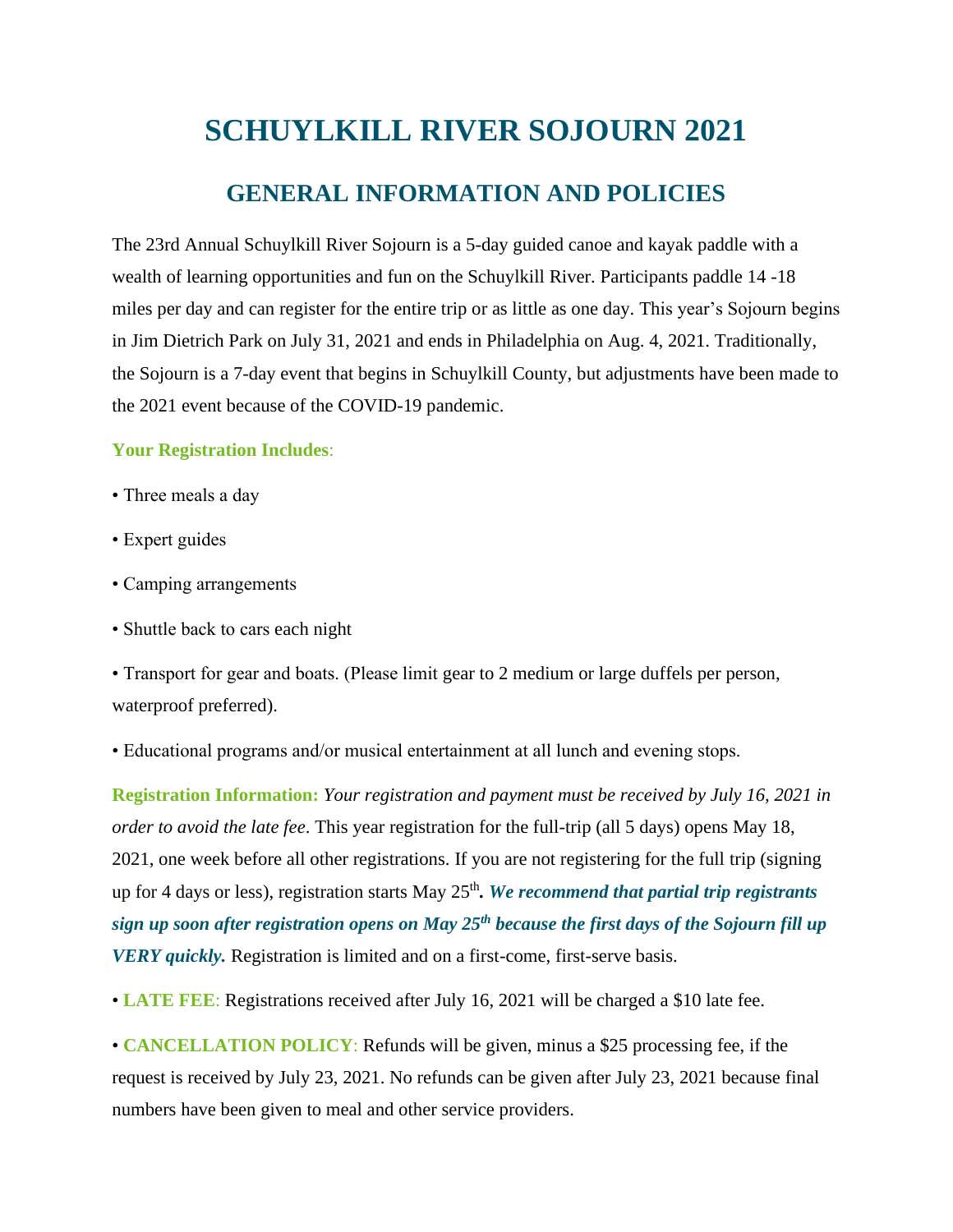# SCHUYLKILL RIVER SOJOURN 2021

## GENERAL INFORMATION AND POLICIES

The 23rd Annual Schuylkill River Sojourn is a 5-day guided canoe and kayak paddle with a wealth of learning opportunities and fun on the Schuylkill River. Participants paddle 14 -18 miles per day and can register for the entire trip or as little as one day. This year's Sojourn begins in Jim Dietrich Park on July 31, 2021 and ends in Philadelphia on Aug. 4, 2021. Traditionally, the Sojourn is a 7-day event that begins in Schuylkill County, but adjustments have been made to the 2021 event because of the COVID-19 pandemic.

**Your Registration Includes**:

• Three meals a day

• Expert guides

• Camping arrangements

• Shuttle back to cars each night

• Transport for gear and boats. (Please limit gear to 2 medium or large duffels per person, waterproof preferred).

• Educational programs and/or musical entertainment at all lunch and evening stops.

**Registration Information:** *Your registration and payment must be received by July 16, 2021 in order to avoid the late fee*. This year registration for the full-trip (all 5 days) opens May 18, 2021, one week before all other registrations. If you are not registering for the full trip (signing up for 4 days or less), registration starts May 25th. ***We recommend that partial trip registrants sign up soon after registration opens on May 25th because the first days of the Sojourn fill up VERY quickly.*** Registration is limited and on a first-come, first-serve basis.

• **LATE FEE**: Registrations received after July 16, 2021 will be charged a $10 late fee.

• **CANCELLATION POLICY**: Refunds will be given, minus a $25 processing fee, if the request is received by July 23, 2021. No refunds can be given after July 23, 2021 because final numbers have been given to meal and other service providers.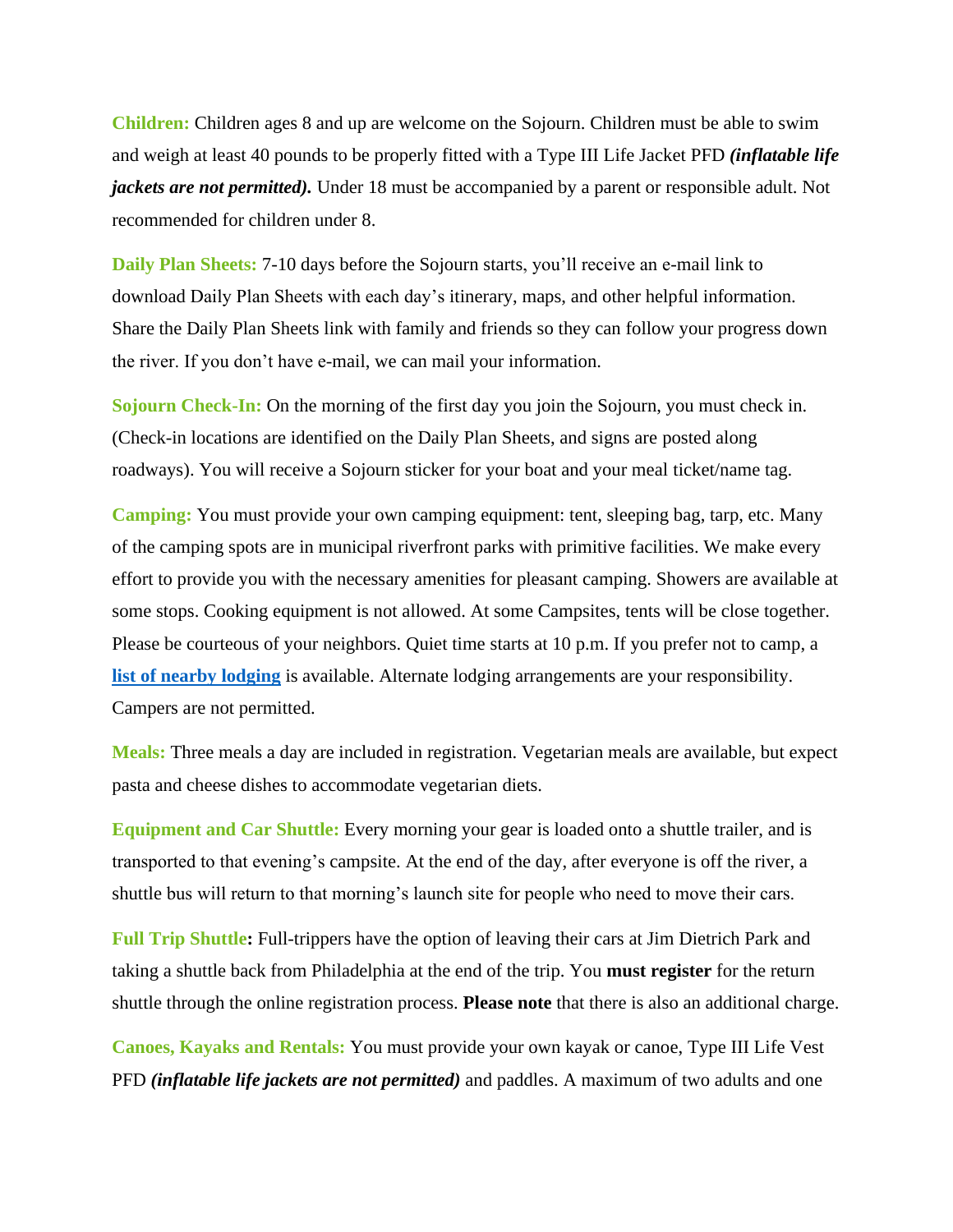**Children:** Children ages 8 and up are welcome on the Sojourn. Children must be able to swim and weigh at least 40 pounds to be properly fitted with a Type III Life Jacket PFD ***(inflatable life jackets are not permitted).*** Under 18 must be accompanied by a parent or responsible adult. Not recommended for children under 8.

**Daily Plan Sheets:** 7-10 days before the Sojourn starts, you'll receive an e-mail link to download Daily Plan Sheets with each day's itinerary, maps, and other helpful information. Share the Daily Plan Sheets link with family and friends so they can follow your progress down the river. If you don't have e-mail, we can mail your information.

**Sojourn Check-In:** On the morning of the first day you join the Sojourn, you must check in. (Check-in locations are identified on the Daily Plan Sheets, and signs are posted along roadways). You will receive a Sojourn sticker for your boat and your meal ticket/name tag.

**Camping:** You must provide your own camping equipment: tent, sleeping bag, tarp, etc. Many of the camping spots are in municipal riverfront parks with primitive facilities. We make every effort to provide you with the necessary amenities for pleasant camping. Showers are available at some stops. Cooking equipment is not allowed. At some Campsites, tents will be close together. Please be courteous of your neighbors. Quiet time starts at 10 p.m. If you prefer not to camp, a **list of nearby lodging** is available. Alternate lodging arrangements are your responsibility. Campers are not permitted.

**Meals:** Three meals a day are included in registration. Vegetarian meals are available, but expect pasta and cheese dishes to accommodate vegetarian diets.

**Equipment and Car Shuttle:** Every morning your gear is loaded onto a shuttle trailer, and is transported to that evening's campsite. At the end of the day, after everyone is off the river, a shuttle bus will return to that morning's launch site for people who need to move their cars.

**Full Trip Shuttle:** Full-trippers have the option of leaving their cars at Jim Dietrich Park and taking a shuttle back from Philadelphia at the end of the trip. You **must register** for the return shuttle through the online registration process. **Please note** that there is also an additional charge.

**Canoes, Kayaks and Rentals:** You must provide your own kayak or canoe, Type III Life Vest PFD ***(inflatable life jackets are not permitted)*** and paddles. A maximum of two adults and one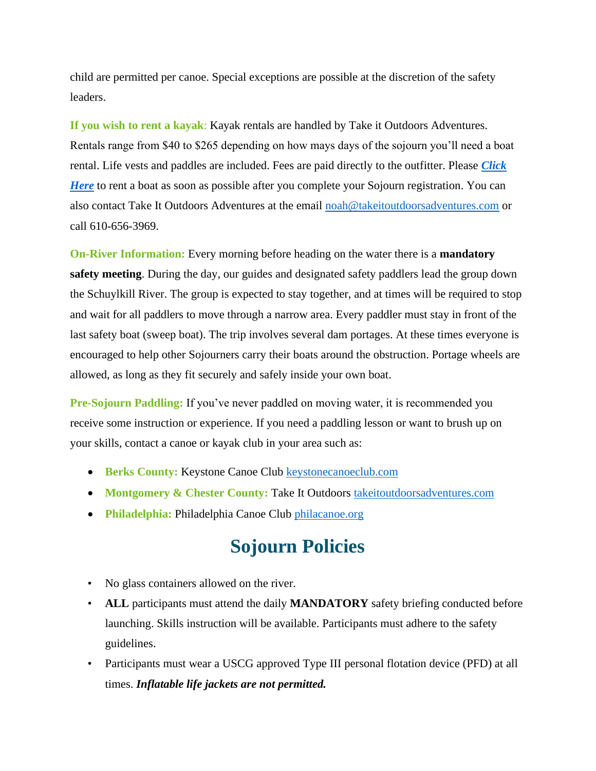child are permitted per canoe. Special exceptions are possible at the discretion of the safety leaders.

**If you wish to rent a kayak**: Kayak rentals are handled by Take it Outdoors Adventures. Rentals range from $40 to $265 depending on how mays days of the sojourn you'll need a boat rental. Life vests and paddles are included. Fees are paid directly to the outfitter. Please ***Click Here*** to rent a boat as soon as possible after you complete your Sojourn registration. You can also contact Take It Outdoors Adventures at the email noah@takeitoutdoorsadventures.com or call 610-656-3969.

**On-River Information:** Every morning before heading on the water there is a **mandatory safety meeting**. During the day, our guides and designated safety paddlers lead the group down the Schuylkill River. The group is expected to stay together, and at times will be required to stop and wait for all paddlers to move through a narrow area. Every paddler must stay in front of the last safety boat (sweep boat). The trip involves several dam portages. At these times everyone is encouraged to help other Sojourners carry their boats around the obstruction. Portage wheels are allowed, as long as they fit securely and safely inside your own boat.

**Pre-Sojourn Paddling:** If you've never paddled on moving water, it is recommended you receive some instruction or experience. If you need a paddling lesson or want to brush up on your skills, contact a canoe or kayak club in your area such as:

- **Berks County:** Keystone Canoe Club keystonecanoeclub.com
- **Montgomery & Chester County:** Take It Outdoors takeitoutdoorsadventures.com
- **Philadelphia:** Philadelphia Canoe Club philacanoe.org

# Sojourn Policies

- No glass containers allowed on the river.
- **ALL** participants must attend the daily **MANDATORY** safety briefing conducted before launching. Skills instruction will be available. Participants must adhere to the safety guidelines.
- Participants must wear a USCG approved Type III personal flotation device (PFD) at all times. ***Inflatable life jackets are not permitted.***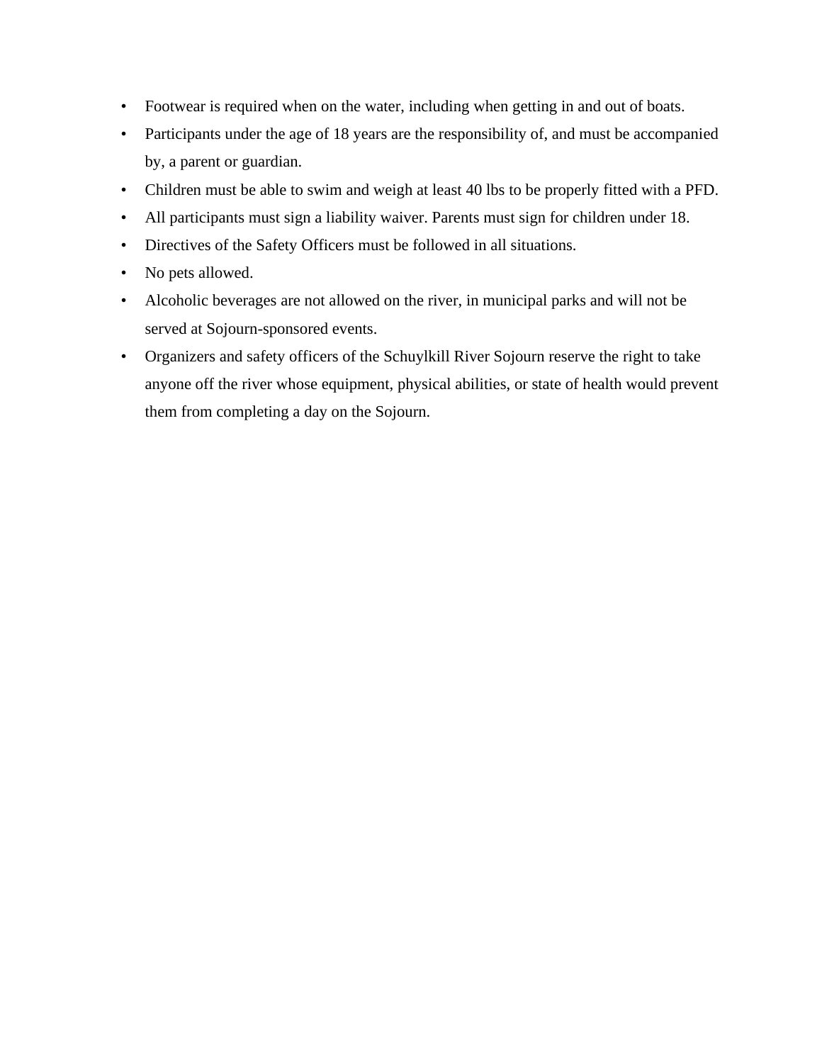- Footwear is required when on the water, including when getting in and out of boats.
- Participants under the age of 18 years are the responsibility of, and must be accompanied by, a parent or guardian.
- Children must be able to swim and weigh at least 40 lbs to be properly fitted with a PFD.
- All participants must sign a liability waiver. Parents must sign for children under 18.
- Directives of the Safety Officers must be followed in all situations.
- No pets allowed.
- Alcoholic beverages are not allowed on the river, in municipal parks and will not be served at Sojourn-sponsored events.
- Organizers and safety officers of the Schuylkill River Sojourn reserve the right to take anyone off the river whose equipment, physical abilities, or state of health would prevent them from completing a day on the Sojourn.